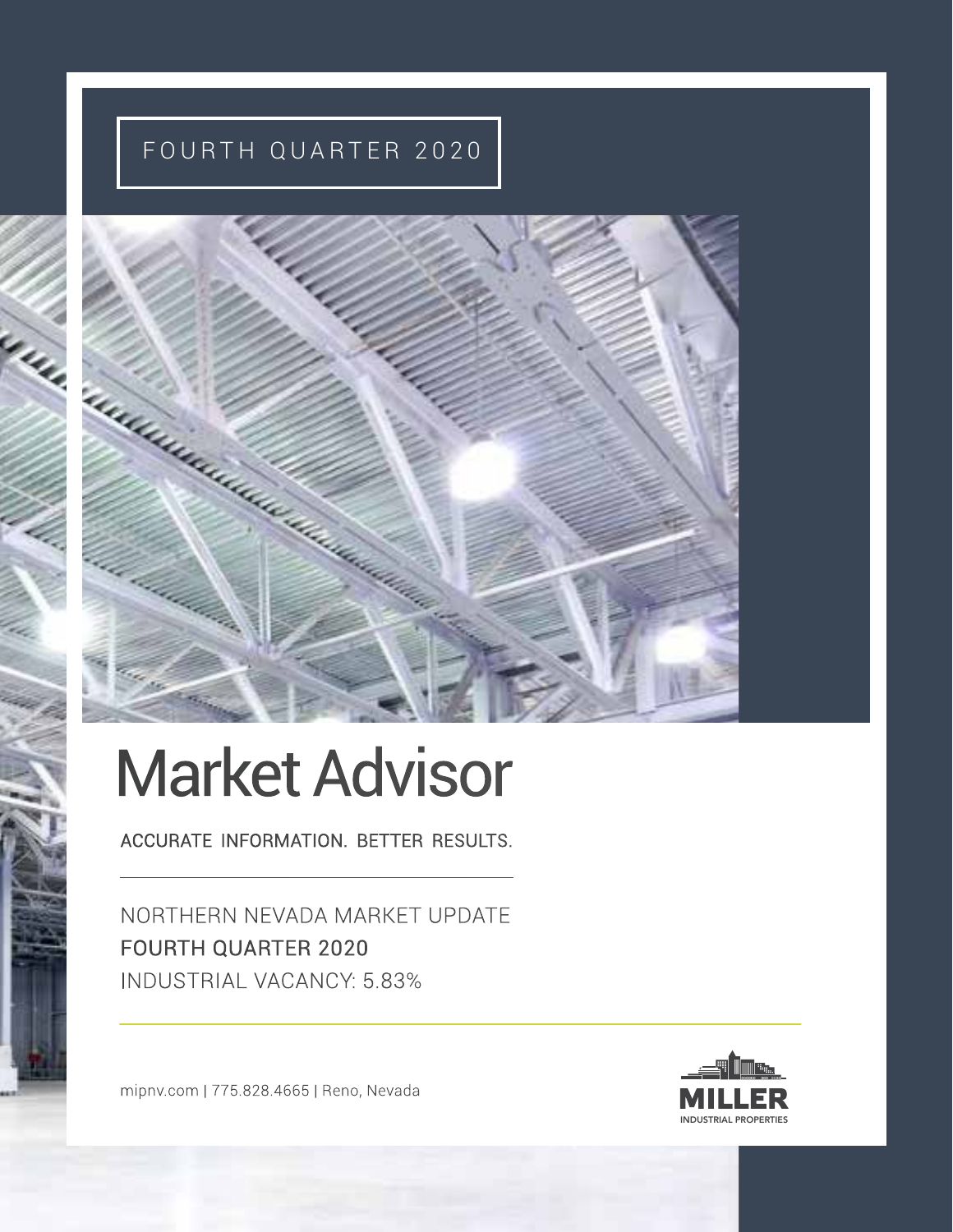FOURTH QUARTER 2020

# Market Advisor

ACCURATE INFORMATION. BETTER RESULTS.

NORTHERN NEVADA MARKET UPDATE
FOURTH QUARTER 2020
INDUSTRIAL VACANCY: 5.83%

mipnv.com | 775.828.4665 | Reno, Nevada

MILLER
INDUSTRIAL PROPERTIES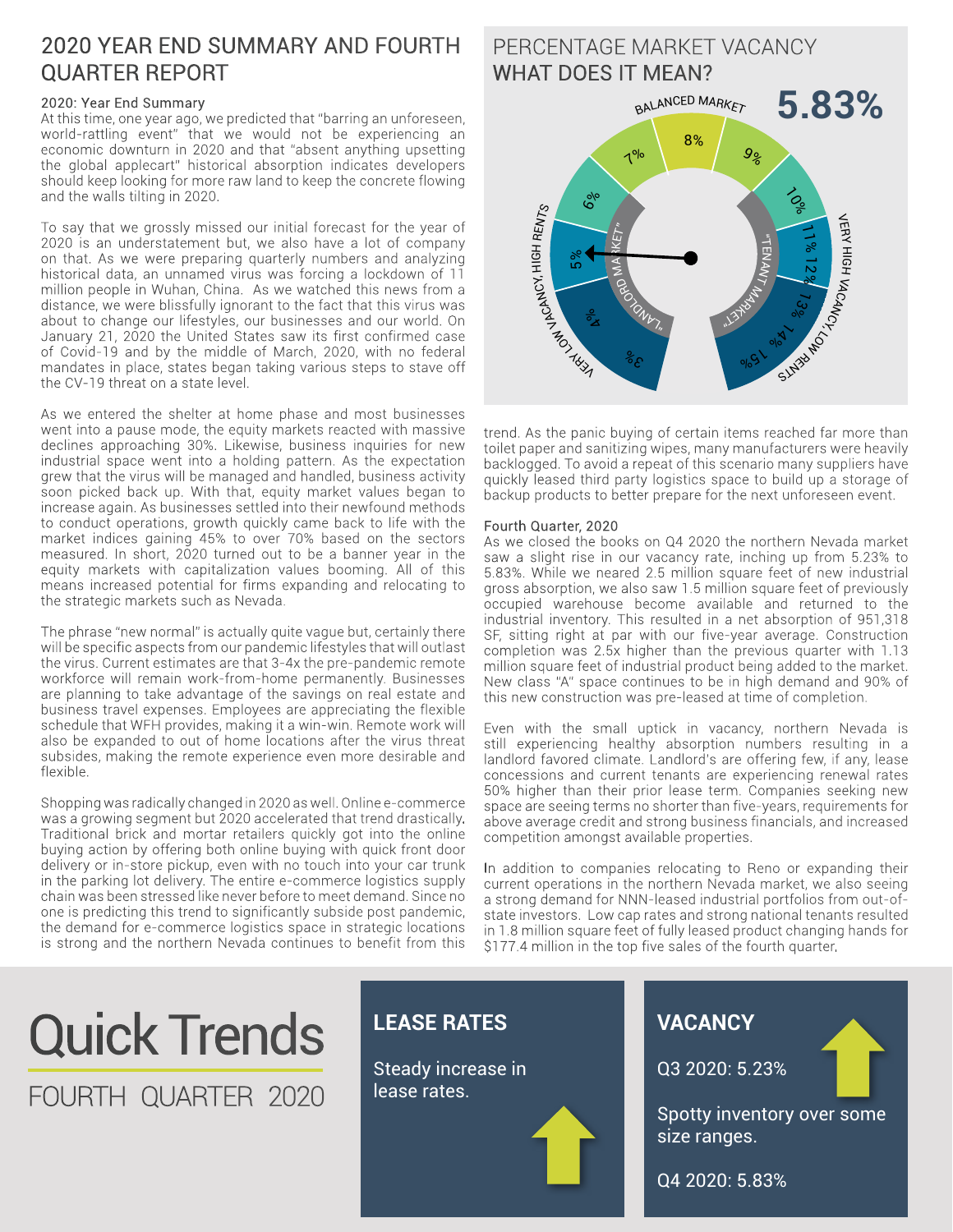# 2020 YEAR END SUMMARY AND FOURTH QUARTER REPORT

### 2020: Year End Summary

At this time, one year ago, we predicted that "barring an unforeseen, world-rattling event" that we would not be experiencing an economic downturn in 2020 and that "absent anything upsetting the global applecart" historical absorption indicates developers should keep looking for more raw land to keep the concrete flowing and the walls tilting in 2020.

To say that we grossly missed our initial forecast for the year of 2020 is an understatement but, we also have a lot of company on that. As we were preparing quarterly numbers and analyzing historical data, an unnamed virus was forcing a lockdown of 11 million people in Wuhan, China. As we watched this news from a distance, we were blissfully ignorant to the fact that this virus was about to change our lifestyles, our businesses and our world. On January 21, 2020 the United States saw its first confirmed case of Covid-19 and by the middle of March, 2020, with no federal mandates in place, states began taking various steps to stave off the CV-19 threat on a state level.

As we entered the shelter at home phase and most businesses went into a pause mode, the equity markets reacted with massive declines approaching 30%. Likewise, business inquiries for new industrial space went into a holding pattern. As the expectation grew that the virus will be managed and handled, business activity soon picked back up. With that, equity market values began to increase again. As businesses settled into their newfound methods to conduct operations, growth quickly came back to life with the market indices gaining 45% to over 70% based on the sectors measured. In short, 2020 turned out to be a banner year in the equity markets with capitalization values booming. All of this means increased potential for firms expanding and relocating to the strategic markets such as Nevada.

The phrase "new normal" is actually quite vague but, certainly there will be specific aspects from our pandemic lifestyles that will outlast the virus. Current estimates are that 3-4x the pre-pandemic remote workforce will remain work-from-home permanently. Businesses are planning to take advantage of the savings on real estate and business travel expenses. Employees are appreciating the flexible schedule that WFH provides, making it a win-win. Remote work will also be expanded to out of home locations after the virus threat subsides, making the remote experience even more desirable and flexible.

Shopping was radically changed in 2020 as well. Online e-commerce was a growing segment but 2020 accelerated that trend drastically. Traditional brick and mortar retailers quickly got into the online buying action by offering both online buying with quick front door delivery or in-store pickup, even with no touch into your car trunk in the parking lot delivery. The entire e-commerce logistics supply chain was been stressed like never before to meet demand. Since no one is predicting this trend to significantly subside post pandemic, the demand for e-commerce logistics space in strategic locations is strong and the northern Nevada continues to benefit from this trend. As the panic buying of certain items reached far more than toilet paper and sanitizing wipes, many manufacturers were heavily backlogged. To avoid a repeat of this scenario many suppliers have quickly leased third party logistics space to build up a storage of backup products to better prepare for the next unforeseen event.

## PERCENTAGE MARKET VACANCY WHAT DOES IT MEAN?

**5.83%**

BALANCED MARKET — 3% 4% 5% 6% 7% 8% 9% 10% 11% 12% 13% 14% 15%

VERY LOW VACANCY, HIGH RENTS — "LANDLORD MARKET" | "TENANT MARKET" — VERY HIGH VACANCY, LOW RENTS

### Fourth Quarter, 2020

As we closed the books on Q4 2020 the northern Nevada market saw a slight rise in our vacancy rate, inching up from 5.23% to 5.83%. While we neared 2.5 million square feet of new industrial gross absorption, we also saw 1.5 million square feet of previously occupied warehouse become available and returned to the industrial inventory. This resulted in a net absorption of 951,318 SF, sitting right at par with our five-year average. Construction completion was 2.5x higher than the previous quarter with 1.13 million square feet of industrial product being added to the market. New class "A" space continues to be in high demand and 90% of this new construction was pre-leased at time of completion.

Even with the small uptick in vacancy, northern Nevada is still experiencing healthy absorption numbers resulting in a landlord favored climate. Landlord's are offering few, if any, lease concessions and current tenants are experiencing renewal rates 50% higher than their prior lease term. Companies seeking new space are seeing terms no shorter than five-years, requirements for above average credit and strong business financials, and increased competition amongst available properties.

In addition to companies relocating to Reno or expanding their current operations in the northern Nevada market, we also seeing a strong demand for NNN-leased industrial portfolios from out-of-state investors. Low cap rates and strong national tenants resulted in 1.8 million square feet of fully leased product changing hands for $177.4 million in the top five sales of the fourth quarter.

# Quick Trends

FOURTH QUARTER 2020

### LEASE RATES

Steady increase in lease rates.

### VACANCY

Q3 2020: 5.23%

Spotty inventory over some size ranges.

Q4 2020: 5.83%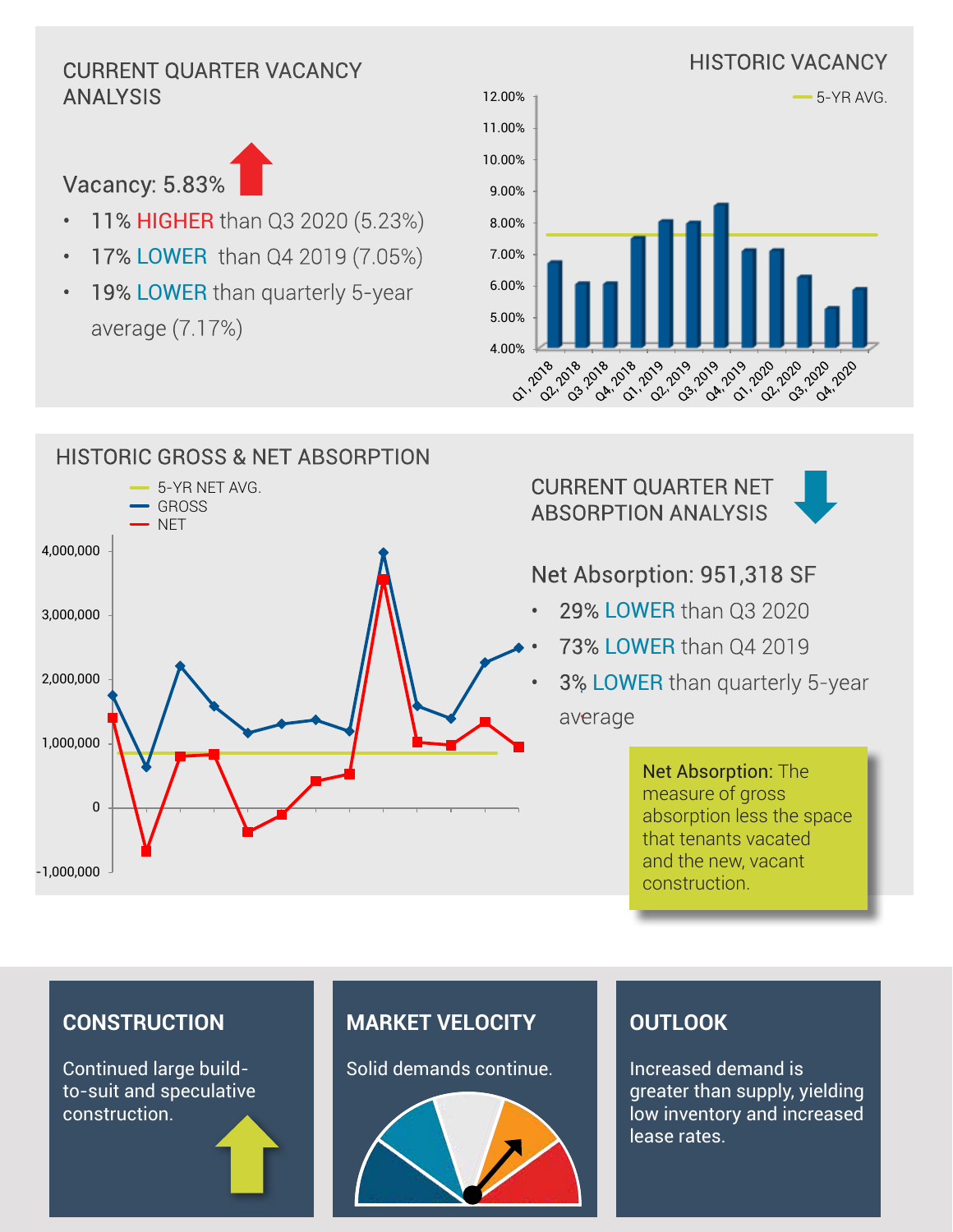## CURRENT QUARTER VACANCY ANALYSIS

Vacancy: 5.83%

- 11% HIGHER than Q3 2020 (5.23%)
- 17% LOWER than Q4 2019 (7.05%)
- 19% LOWER than quarterly 5-year average (7.17%)

## HISTORIC VACANCY

## HISTORIC GROSS & NET ABSORPTION

## CURRENT QUARTER NET ABSORPTION ANALYSIS

Net Absorption: 951,318 SF

- 29% LOWER than Q3 2020
- 73% LOWER than Q4 2019
- 3% LOWER than quarterly 5-year average

**Net Absorption:** The measure of gross absorption less the space that tenants vacated and the new, vacant construction.

### CONSTRUCTION

Continued large build-to-suit and speculative construction.

### MARKET VELOCITY

Solid demands continue.

### OUTLOOK

Increased demand is greater than supply, yielding low inventory and increased lease rates.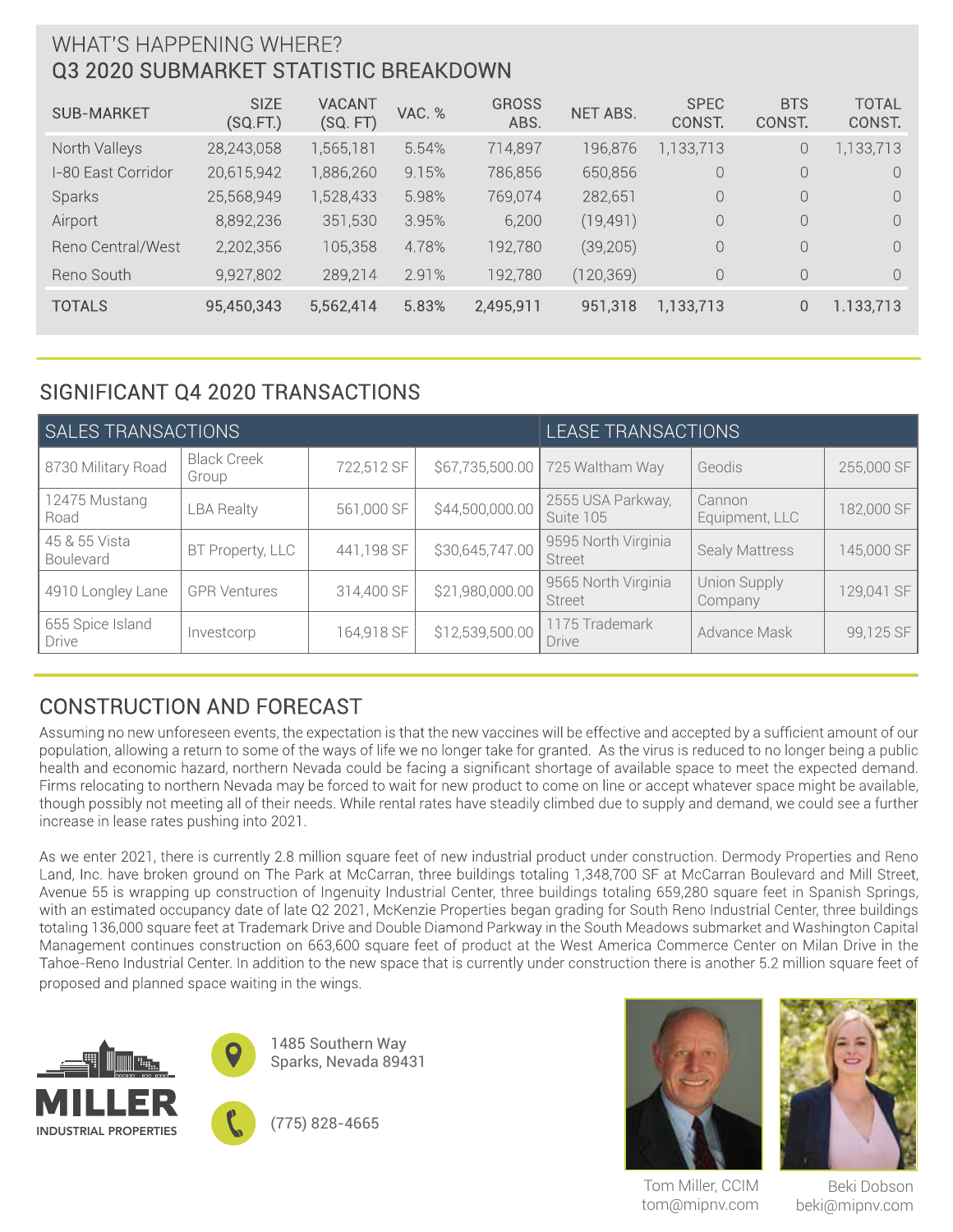## WHAT'S HAPPENING WHERE?
## Q3 2020 SUBMARKET STATISTIC BREAKDOWN

| SUB-MARKET | SIZE (SQ.FT.) | VACANT (SQ. FT) | VAC. % | GROSS ABS. | NET ABS. | SPEC CONST. | BTS CONST. | TOTAL CONST. |
|---|---|---|---|---|---|---|---|---|
| North Valleys | 28,243,058 | 1,565,181 | 5.54% | 714,897 | 196,876 | 1,133,713 | 0 | 1,133,713 |
| I-80 East Corridor | 20,615,942 | 1,886,260 | 9.15% | 786,856 | 650,856 | 0 | 0 | 0 |
| Sparks | 25,568,949 | 1,528,433 | 5.98% | 769,074 | 282,651 | 0 | 0 | 0 |
| Airport | 8,892,236 | 351,530 | 3.95% | 6,200 | (19,491) | 0 | 0 | 0 |
| Reno Central/West | 2,202,356 | 105,358 | 4.78% | 192,780 | (39,205) | 0 | 0 | 0 |
| Reno South | 9,927,802 | 289,214 | 2.91% | 192,780 | (120,369) | 0 | 0 | 0 |
| TOTALS | 95,450,343 | 5,562,414 | 5.83% | 2,495,911 | 951,318 | 1,133,713 | 0 | 1.133,713 |

## SIGNIFICANT Q4 2020 TRANSACTIONS

| SALES TRANSACTIONS | | | | LEASE TRANSACTIONS | | |
|---|---|---|---|---|---|---|
| 8730 Military Road | Black Creek Group | 722,512 SF | $67,735,500.00 | 725 Waltham Way | Geodis | 255,000 SF |
| 12475 Mustang Road | LBA Realty | 561,000 SF | $44,500,000.00 | 2555 USA Parkway, Suite 105 | Cannon Equipment, LLC | 182,000 SF |
| 45 & 55 Vista Boulevard | BT Property, LLC | 441,198 SF | $30,645,747.00 | 9595 North Virginia Street | Sealy Mattress | 145,000 SF |
| 4910 Longley Lane | GPR Ventures | 314,400 SF | $21,980,000.00 | 9565 North Virginia Street | Union Supply Company | 129,041 SF |
| 655 Spice Island Drive | Investcorp | 164,918 SF | $12,539,500.00 | 1175 Trademark Drive | Advance Mask | 99,125 SF |

## CONSTRUCTION AND FORECAST

Assuming no new unforeseen events, the expectation is that the new vaccines will be effective and accepted by a sufficient amount of our population, allowing a return to some of the ways of life we no longer take for granted. As the virus is reduced to no longer being a public health and economic hazard, northern Nevada could be facing a significant shortage of available space to meet the expected demand. Firms relocating to northern Nevada may be forced to wait for new product to come on line or accept whatever space might be available, though possibly not meeting all of their needs. While rental rates have steadily climbed due to supply and demand, we could see a further increase in lease rates pushing into 2021.

As we enter 2021, there is currently 2.8 million square feet of new industrial product under construction. Dermody Properties and Reno Land, Inc. have broken ground on The Park at McCarran, three buildings totaling 1,348,700 SF at McCarran Boulevard and Mill Street, Avenue 55 is wrapping up construction of Ingenuity Industrial Center, three buildings totaling 659,280 square feet in Spanish Springs, with an estimated occupancy date of late Q2 2021, McKenzie Properties began grading for South Reno Industrial Center, three buildings totaling 136,000 square feet at Trademark Drive and Double Diamond Parkway in the South Meadows submarket and Washington Capital Management continues construction on 663,600 square feet of product at the West America Commerce Center on Milan Drive in the Tahoe-Reno Industrial Center. In addition to the new space that is currently under construction there is another 5.2 million square feet of proposed and planned space waiting in the wings.

MILLER INDUSTRIAL PROPERTIES

1485 Southern Way
Sparks, Nevada 89431

(775) 828-4665

Tom Miller, CCIM
tom@mipnv.com

Beki Dobson
beki@mipnv.com